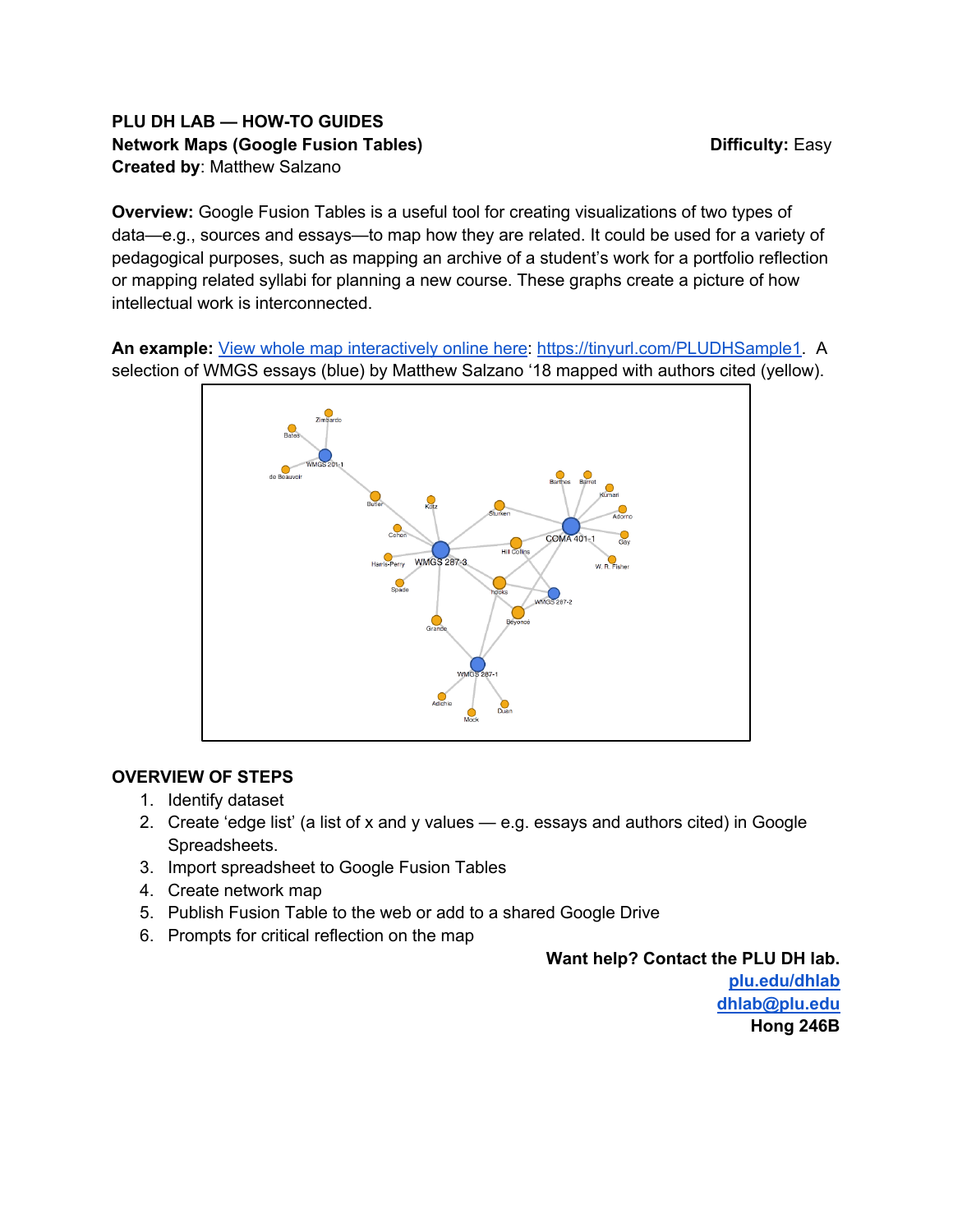**PLU DH LAB — HOW-TO GUIDES**

**Network Maps (Google Fusion Tables)** **Difficulty:** Easy

**Created by**: Matthew Salzano

**Overview:** Google Fusion Tables is a useful tool for creating visualizations of two types of data—e.g., sources and essays—to map how they are related. It could be used for a variety of pedagogical purposes, such as mapping an archive of a student's work for a portfolio reflection or mapping related syllabi for planning a new course. These graphs create a picture of how intellectual work is interconnected.

**An example:** [View whole map interactively online here](https://tinyurl.com/PLUDHSample1): https://tinyurl.com/PLUDHSample1. A selection of WMGS essays (blue) by Matthew Salzano '18 mapped with authors cited (yellow).

## OVERVIEW OF STEPS

1. Identify dataset
2. Create 'edge list' (a list of x and y values — e.g. essays and authors cited) in Google Spreadsheets.
3. Import spreadsheet to Google Fusion Tables
4. Create network map
5. Publish Fusion Table to the web or add to a shared Google Drive
6. Prompts for critical reflection on the map

**Want help? Contact the PLU DH lab.**
[plu.edu/dhlab](plu.edu/dhlab)
[dhlab@plu.edu](mailto:dhlab@plu.edu)
**Hong 246B**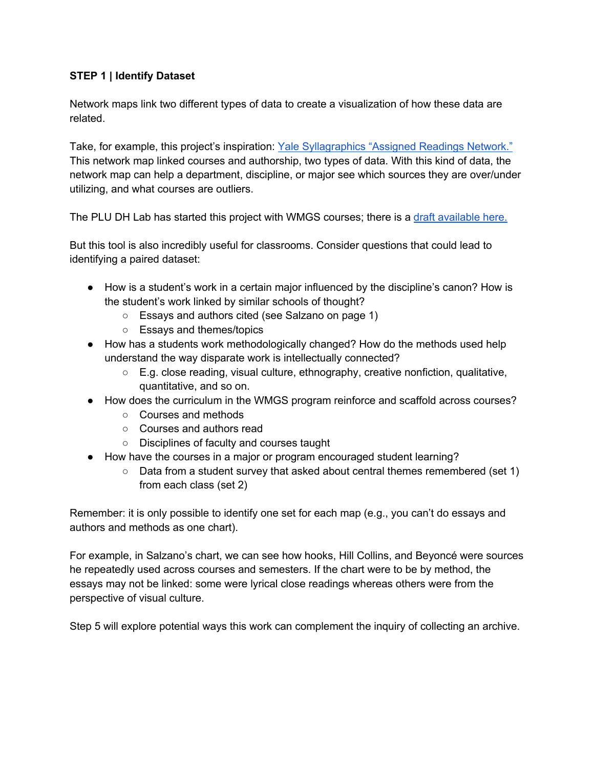**STEP 1 | Identify Dataset**

Network maps link two different types of data to create a visualization of how these data are related.

Take, for example, this project's inspiration: Yale Syllagraphics "Assigned Readings Network." This network map linked courses and authorship, two types of data. With this kind of data, the network map can help a department, discipline, or major see which sources they are over/under utilizing, and what courses are outliers.

The PLU DH Lab has started this project with WMGS courses; there is a draft available here.

But this tool is also incredibly useful for classrooms. Consider questions that could lead to identifying a paired dataset:

- How is a student's work in a certain major influenced by the discipline's canon? How is the student's work linked by similar schools of thought?
  - Essays and authors cited (see Salzano on page 1)
  - Essays and themes/topics
- How has a students work methodologically changed? How do the methods used help understand the way disparate work is intellectually connected?
  - E.g. close reading, visual culture, ethnography, creative nonfiction, qualitative, quantitative, and so on.
- How does the curriculum in the WMGS program reinforce and scaffold across courses?
  - Courses and methods
  - Courses and authors read
  - Disciplines of faculty and courses taught
- How have the courses in a major or program encouraged student learning?
  - Data from a student survey that asked about central themes remembered (set 1) from each class (set 2)

Remember: it is only possible to identify one set for each map (e.g., you can't do essays and authors and methods as one chart).

For example, in Salzano's chart, we can see how hooks, Hill Collins, and Beyoncé were sources he repeatedly used across courses and semesters. If the chart were to be by method, the essays may not be linked: some were lyrical close readings whereas others were from the perspective of visual culture.

Step 5 will explore potential ways this work can complement the inquiry of collecting an archive.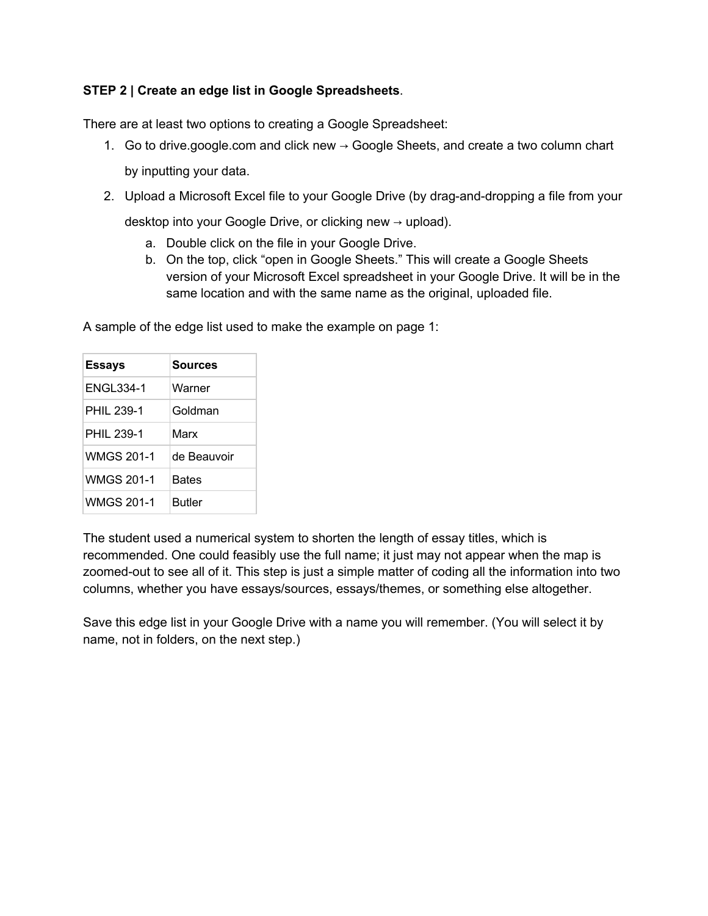**STEP 2 | Create an edge list in Google Spreadsheets**.

There are at least two options to creating a Google Spreadsheet:

1. Go to drive.google.com and click new → Google Sheets, and create a two column chart by inputting your data.
2. Upload a Microsoft Excel file to your Google Drive (by drag-and-dropping a file from your desktop into your Google Drive, or clicking new → upload).
   a. Double click on the file in your Google Drive.
   b. On the top, click "open in Google Sheets." This will create a Google Sheets version of your Microsoft Excel spreadsheet in your Google Drive. It will be in the same location and with the same name as the original, uploaded file.

A sample of the edge list used to make the example on page 1:

| **Essays** | **Sources** |
|---|---|
| ENGL334-1 | Warner |
| PHIL 239-1 | Goldman |
| PHIL 239-1 | Marx |
| WMGS 201-1 | de Beauvoir |
| WMGS 201-1 | Bates |
| WMGS 201-1 | Butler |

The student used a numerical system to shorten the length of essay titles, which is recommended. One could feasibly use the full name; it just may not appear when the map is zoomed-out to see all of it. This step is just a simple matter of coding all the information into two columns, whether you have essays/sources, essays/themes, or something else altogether.

Save this edge list in your Google Drive with a name you will remember. (You will select it by name, not in folders, on the next step.)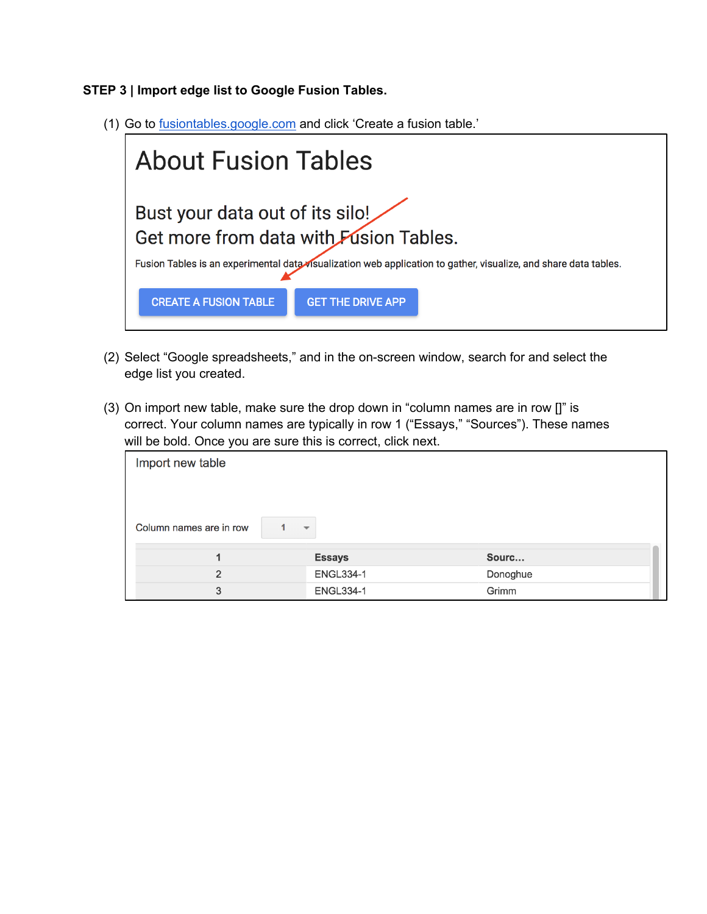**STEP 3 | Import edge list to Google Fusion Tables.**

(1) Go to fusiontables.google.com and click 'Create a fusion table.'

About Fusion Tables

Bust your data out of its silo!
Get more from data with Fusion Tables.

Fusion Tables is an experimental data visualization web application to gather, visualize, and share data tables.

CREATE A FUSION TABLE | GET THE DRIVE APP

(2) Select "Google spreadsheets," and in the on-screen window, search for and select the edge list you created.

(3) On import new table, make sure the drop down in "column names are in row []" is correct. Your column names are typically in row 1 ("Essays," "Sources"). These names will be bold. Once you are sure this is correct, click next.

Import new table

Column names are in row 1

| 1 | **Essays** | **Sourc...** |
|---|---|---|
| 2 | ENGL334-1 | Donoghue |
| 3 | ENGL334-1 | Grimm |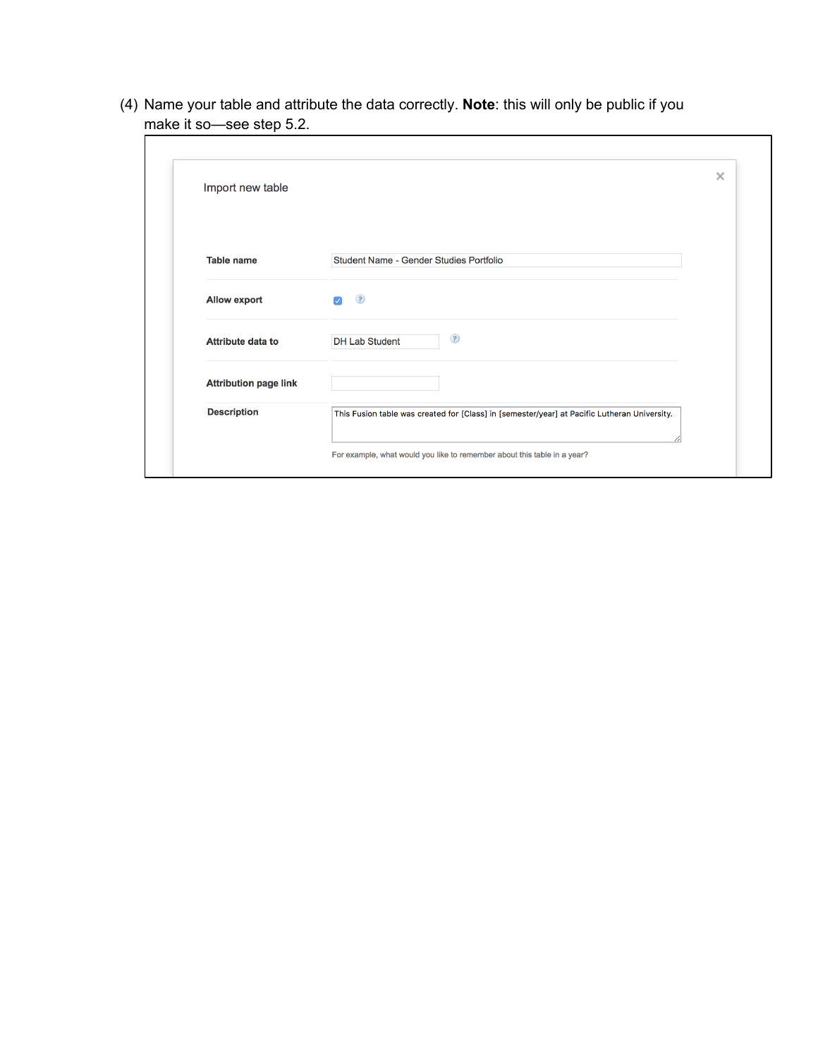(4) Name your table and attribute the data correctly. **Note**: this will only be public if you make it so—see step 5.2.

Import new table

| | |
|---|---|
| **Table name** | Student Name - Gender Studies Portfolio |
| **Allow export** | ☑ |
| **Attribute data to** | DH Lab Student |
| **Attribution page link** | |
| **Description** | This Fusion table was created for [Class] in [semester/year] at Pacific Lutheran University. |

For example, what would you like to remember about this table in a year?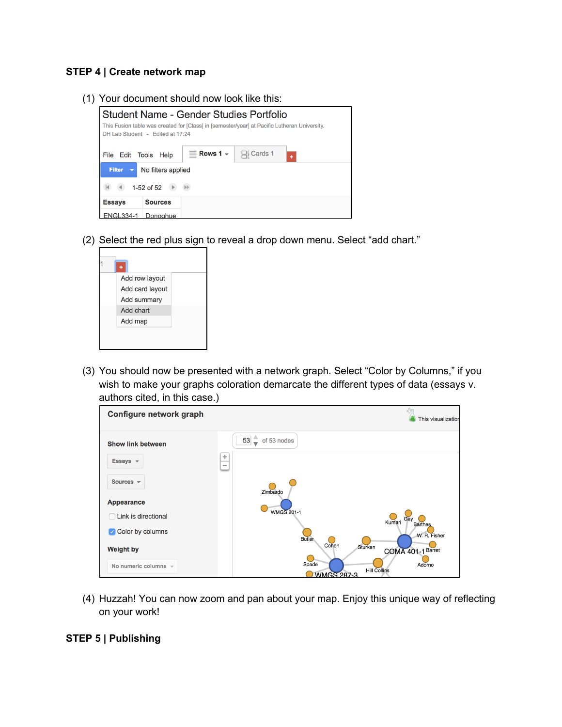**STEP 4 | Create network map**

(1) Your document should now look like this:

(2) Select the red plus sign to reveal a drop down menu. Select "add chart."

(3) You should now be presented with a network graph. Select "Color by Columns," if you wish to make your graphs coloration demarcate the different types of data (essays v. authors cited, in this case.)

(4) Huzzah! You can now zoom and pan about your map. Enjoy this unique way of reflecting on your work!

**STEP 5 | Publishing**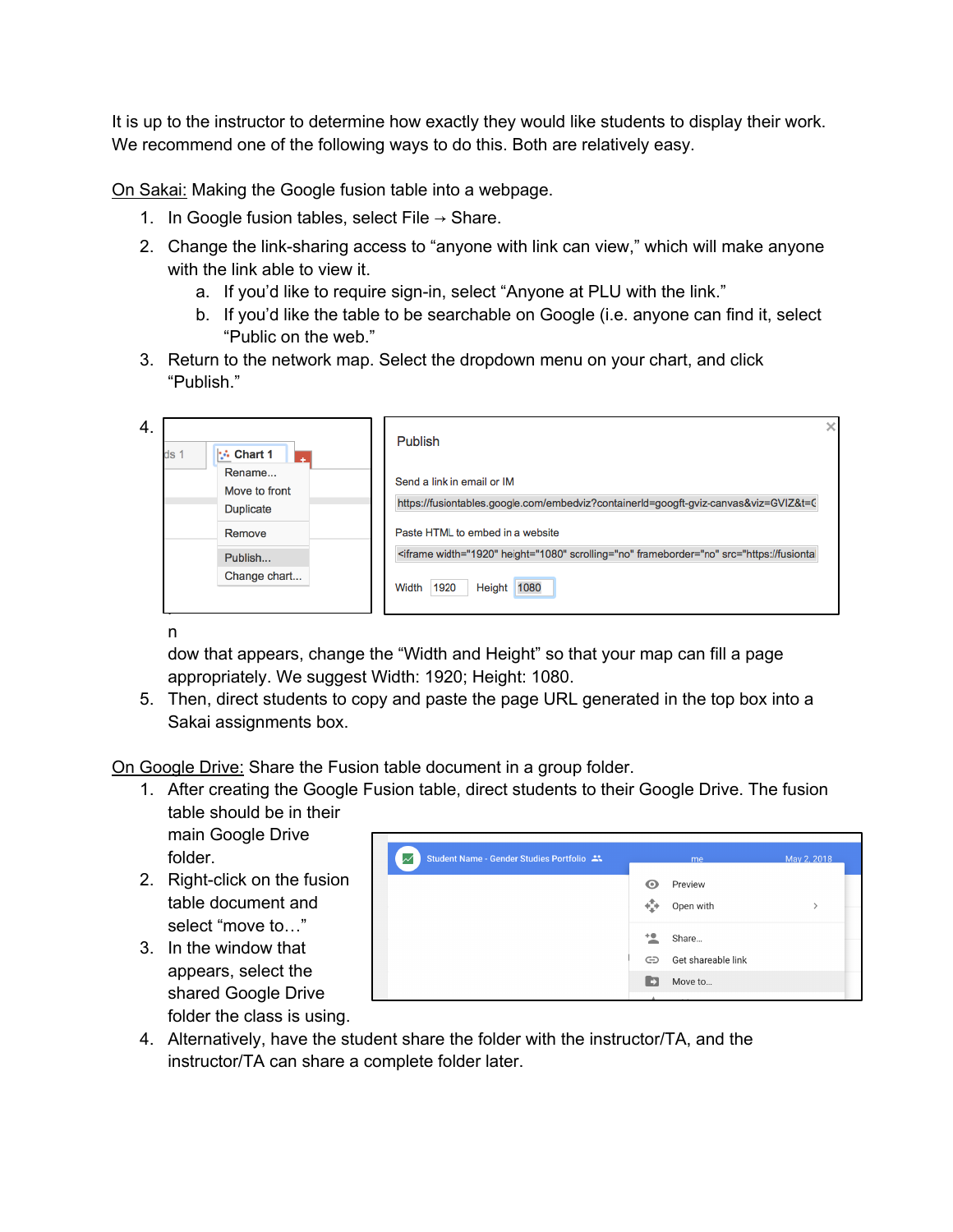It is up to the instructor to determine how exactly they would like students to display their work. We recommend one of the following ways to do this. Both are relatively easy.

<u>On Sakai:</u> Making the Google fusion table into a webpage.

1. In Google fusion tables, select File → Share.
2. Change the link-sharing access to "anyone with link can view," which will make anyone with the link able to view it.
   a. If you'd like to require sign-in, select "Anyone at PLU with the link."
   b. If you'd like the table to be searchable on Google (i.e. anyone can find it, select "Public on the web."
3. Return to the network map. Select the dropdown menu on your chart, and click "Publish."
4. n
   dow that appears, change the "Width and Height" so that your map can fill a page appropriately. We suggest Width: 1920; Height: 1080.
5. Then, direct students to copy and paste the page URL generated in the top box into a Sakai assignments box.

<u>On Google Drive:</u> Share the Fusion table document in a group folder.

1. After creating the Google Fusion table, direct students to their Google Drive. The fusion table should be in their main Google Drive folder.
2. Right-click on the fusion table document and select "move to…"
3. In the window that appears, select the shared Google Drive folder the class is using.
4. Alternatively, have the student share the folder with the instructor/TA, and the instructor/TA can share a complete folder later.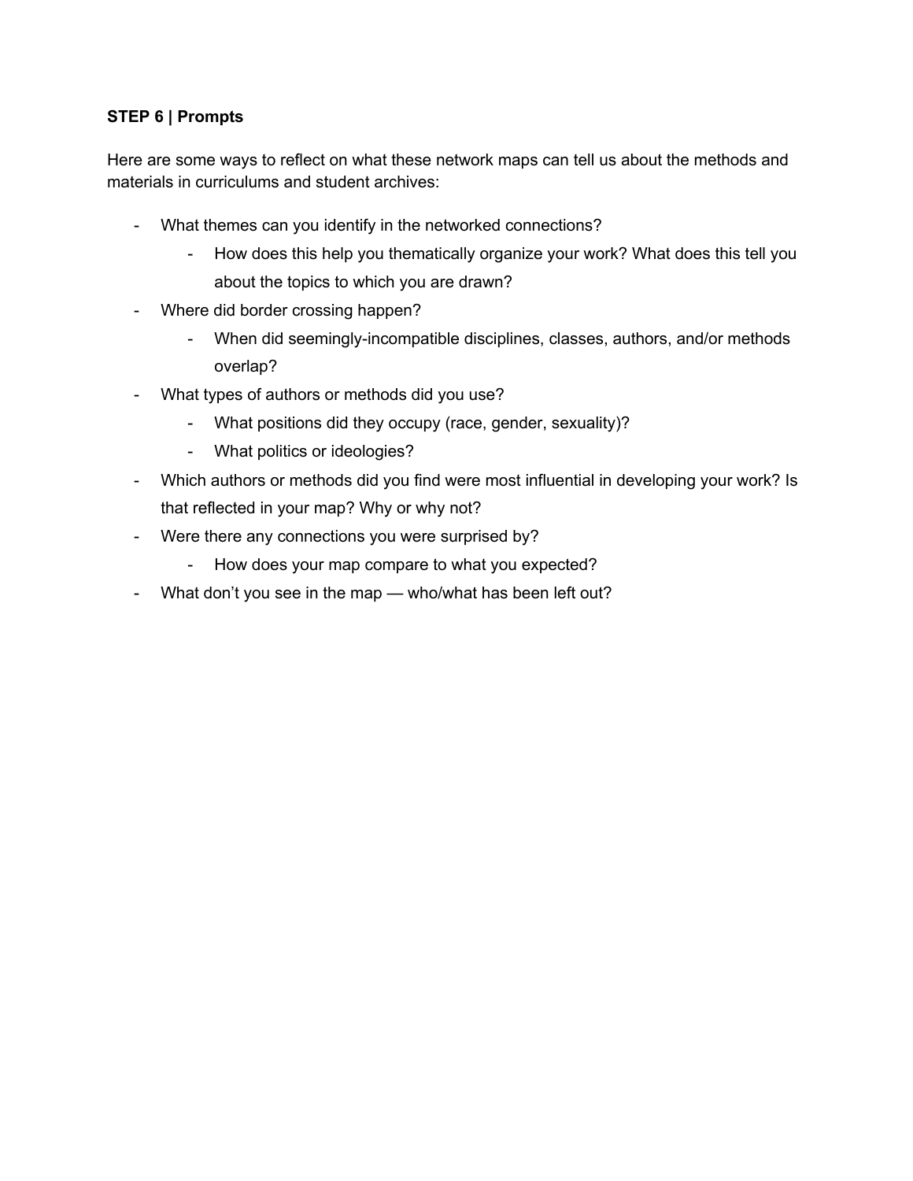**STEP 6 | Prompts**

Here are some ways to reflect on what these network maps can tell us about the methods and materials in curriculums and student archives:

- What themes can you identify in the networked connections?
    - How does this help you thematically organize your work? What does this tell you about the topics to which you are drawn?
- Where did border crossing happen?
    - When did seemingly-incompatible disciplines, classes, authors, and/or methods overlap?
- What types of authors or methods did you use?
    - What positions did they occupy (race, gender, sexuality)?
    - What politics or ideologies?
- Which authors or methods did you find were most influential in developing your work? Is that reflected in your map? Why or why not?
- Were there any connections you were surprised by?
    - How does your map compare to what you expected?
- What don't you see in the map — who/what has been left out?